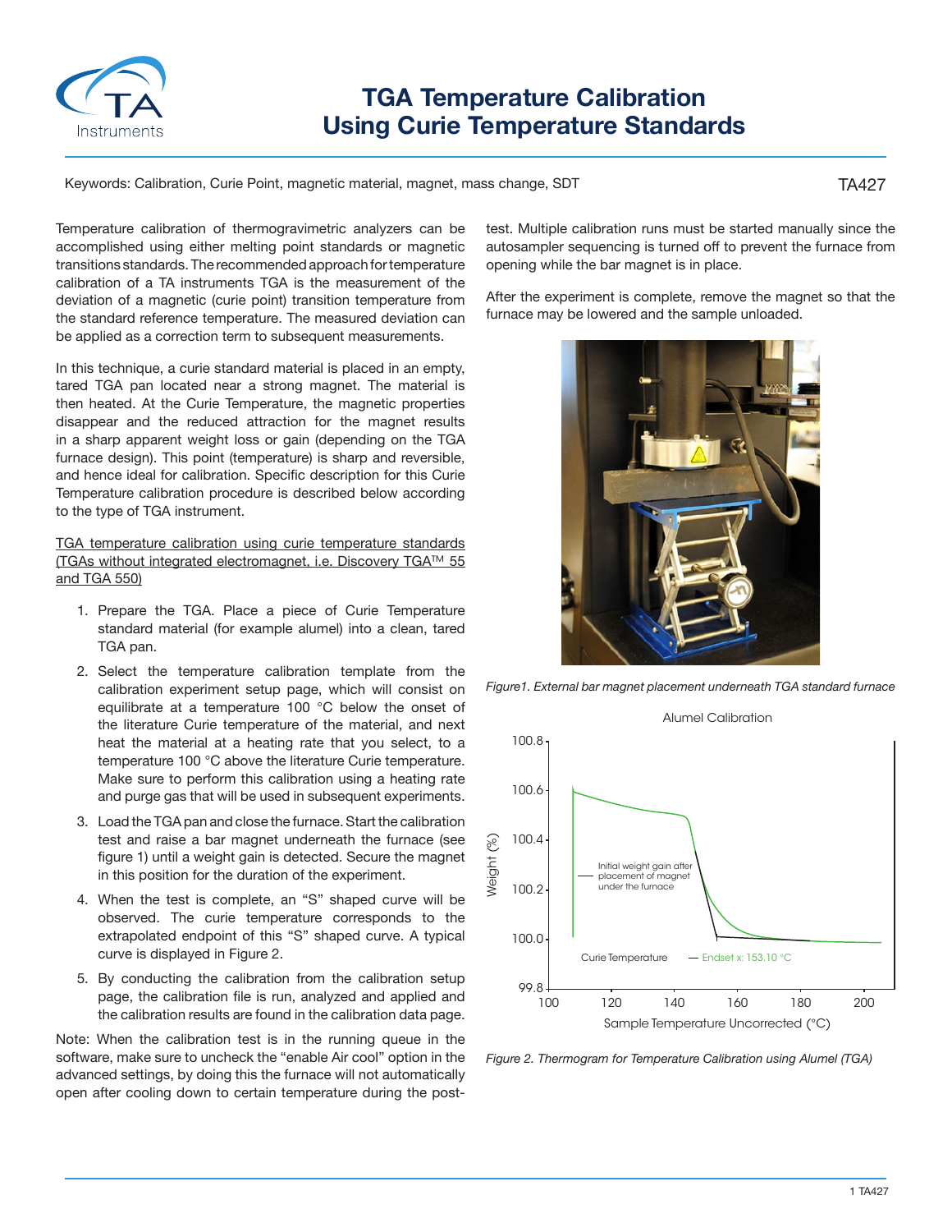# TGA Temperature Calibration Using Curie Temperature Standards

Keywords: Calibration, Curie Point, magnetic material, magnet, mass change, SDT

TA427

Temperature calibration of thermogravimetric analyzers can be accomplished using either melting point standards or magnetic transitions standards. The recommended approach for temperature calibration of a TA instruments TGA is the measurement of the deviation of a magnetic (curie point) transition temperature from the standard reference temperature. The measured deviation can be applied as a correction term to subsequent measurements.

In this technique, a curie standard material is placed in an empty, tared TGA pan located near a strong magnet. The material is then heated. At the Curie Temperature, the magnetic properties disappear and the reduced attraction for the magnet results in a sharp apparent weight loss or gain (depending on the TGA furnace design). This point (temperature) is sharp and reversible, and hence ideal for calibration. Specific description for this Curie Temperature calibration procedure is described below according to the type of TGA instrument.

TGA temperature calibration using curie temperature standards (TGAs without integrated electromagnet, i.e. Discovery TGA™ 55 and TGA 550)

1. Prepare the TGA. Place a piece of Curie Temperature standard material (for example alumel) into a clean, tared TGA pan.
2. Select the temperature calibration template from the calibration experiment setup page, which will consist on equilibrate at a temperature 100 °C below the onset of the literature Curie temperature of the material, and next heat the material at a heating rate that you select, to a temperature 100 °C above the literature Curie temperature. Make sure to perform this calibration using a heating rate and purge gas that will be used in subsequent experiments.
3. Load the TGA pan and close the furnace. Start the calibration test and raise a bar magnet underneath the furnace (see figure 1) until a weight gain is detected. Secure the magnet in this position for the duration of the experiment.
4. When the test is complete, an "S" shaped curve will be observed. The curie temperature corresponds to the extrapolated endpoint of this "S" shaped curve. A typical curve is displayed in Figure 2.
5. By conducting the calibration from the calibration setup page, the calibration file is run, analyzed and applied and the calibration results are found in the calibration data page.

Note: When the calibration test is in the running queue in the software, make sure to uncheck the "enable Air cool" option in the advanced settings, by doing this the furnace will not automatically open after cooling down to certain temperature during the post-test. Multiple calibration runs must be started manually since the autosampler sequencing is turned off to prevent the furnace from opening while the bar magnet is in place.

After the experiment is complete, remove the magnet so that the furnace may be lowered and the sample unloaded.

*Figure1. External bar magnet placement underneath TGA standard furnace*

*Figure 2. Thermogram for Temperature Calibration using Alumel (TGA)*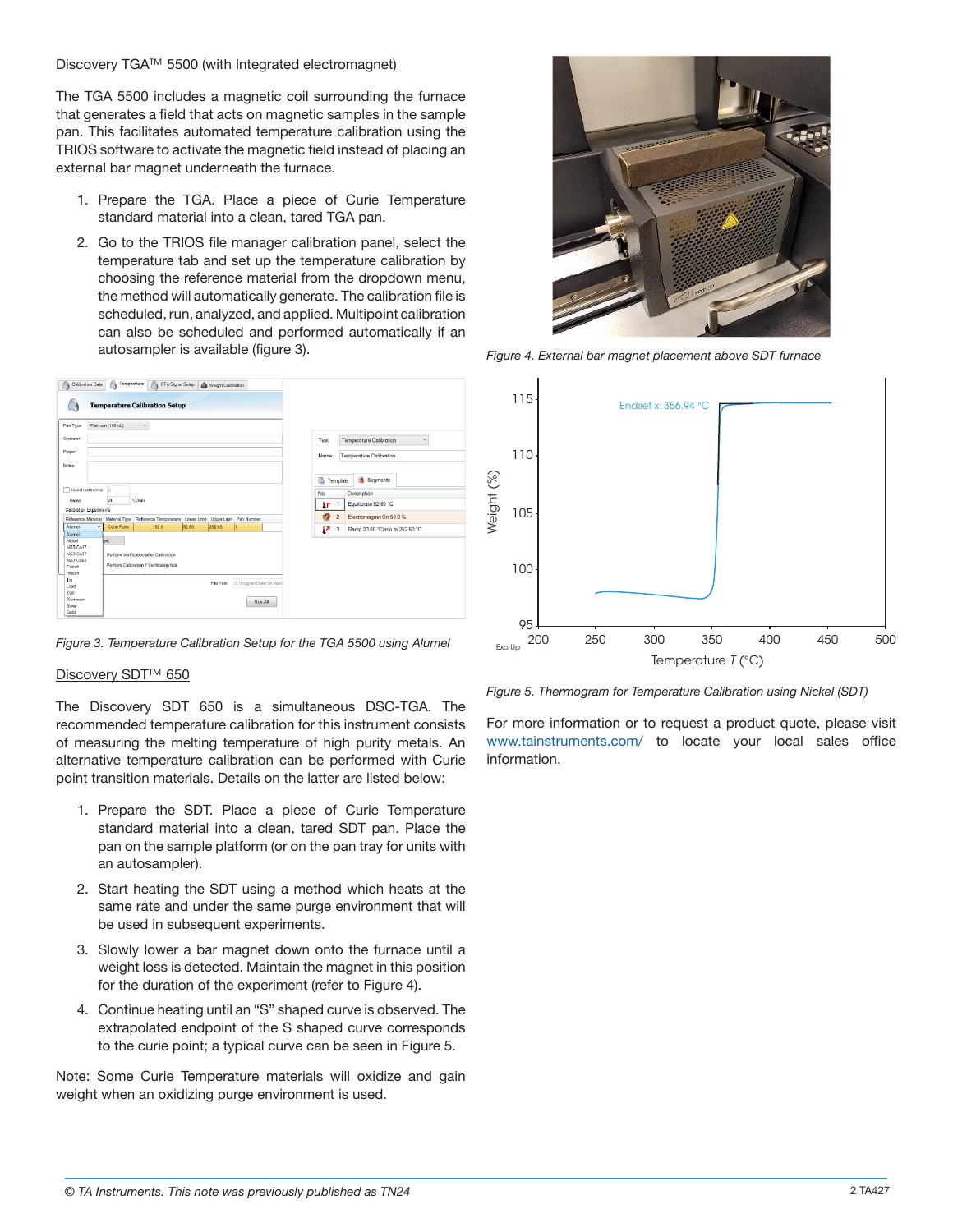Discovery TGA™ 5500 (with Integrated electromagnet)

The TGA 5500 includes a magnetic coil surrounding the furnace that generates a field that acts on magnetic samples in the sample pan. This facilitates automated temperature calibration using the TRIOS software to activate the magnetic field instead of placing an external bar magnet underneath the furnace.

1. Prepare the TGA. Place a piece of Curie Temperature standard material into a clean, tared TGA pan.
2. Go to the TRIOS file manager calibration panel, select the temperature tab and set up the temperature calibration by choosing the reference material from the dropdown menu, the method will automatically generate. The calibration file is scheduled, run, analyzed, and applied. Multipoint calibration can also be scheduled and performed automatically if an autosampler is available (figure 3).

*Figure 3. Temperature Calibration Setup for the TGA 5500 using Alumel*

Discovery SDT™ 650

The Discovery SDT 650 is a simultaneous DSC-TGA. The recommended temperature calibration for this instrument consists of measuring the melting temperature of high purity metals. An alternative temperature calibration can be performed with Curie point transition materials. Details on the latter are listed below:

1. Prepare the SDT. Place a piece of Curie Temperature standard material into a clean, tared SDT pan. Place the pan on the sample platform (or on the pan tray for units with an autosampler).
2. Start heating the SDT using a method which heats at the same rate and under the same purge environment that will be used in subsequent experiments.
3. Slowly lower a bar magnet down onto the furnace until a weight loss is detected. Maintain the magnet in this position for the duration of the experiment (refer to Figure 4).
4. Continue heating until an "S" shaped curve is observed. The extrapolated endpoint of the S shaped curve corresponds to the curie point; a typical curve can be seen in Figure 5.

Note: Some Curie Temperature materials will oxidize and gain weight when an oxidizing purge environment is used.

*Figure 4. External bar magnet placement above SDT furnace*

Endset x: 356.94 °C
Weight (%)
115
110
105
100
95
Exo Up
200 250 300 350 400 450 500
Temperature T (°C)

*Figure 5. Thermogram for Temperature Calibration using Nickel (SDT)*

For more information or to request a product quote, please visit www.tainstruments.com/ to locate your local sales office information.

© TA Instruments. This note was previously published as TN24